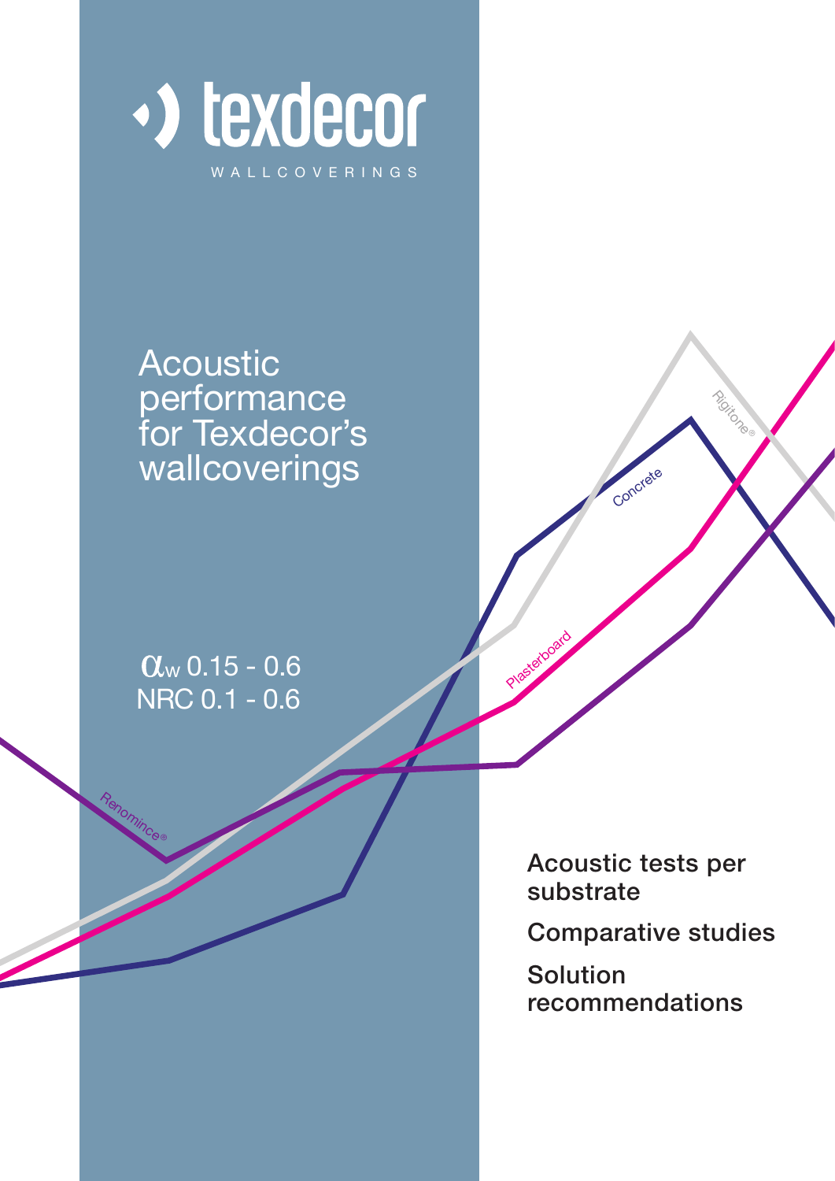texdecor

WALLCOVERINGS

# Acoustic performance for Texdecor's wallcoverings

$\alpha_w$ 0.15 - 0.6
NRC 0.1 - 0.6

Rigitone®

Concrete

Plasterboard

Renomince®

**Acoustic tests per substrate**

**Comparative studies**

**Solution recommendations**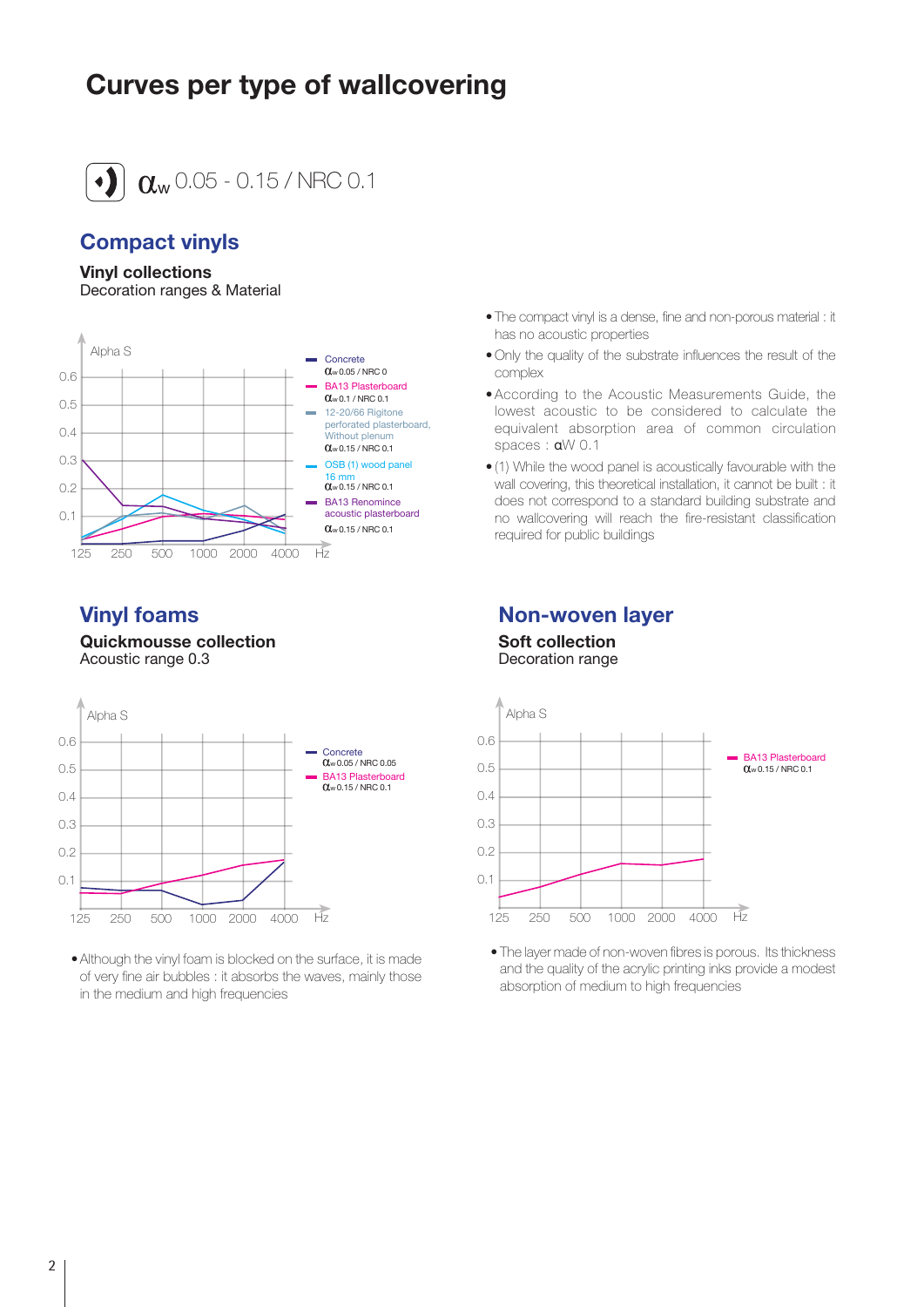# Curves per type of wallcovering

$\alpha_w$ 0.05 - 0.15 / NRC 0.1

## Compact vinyls

**Vinyl collections**
Decoration ranges & Material

Alpha S

- Concrete $\alpha_w$ 0.05 / NRC 0
- BA13 Plasterboard $\alpha_w$ 0.1 / NRC 0.1
- 12-20/66 Rigitone perforated plasterboard, Without plenum $\alpha_w$ 0.15 / NRC 0.1
- OSB (1) wood panel 16 mm $\alpha_w$ 0.15 / NRC 0.1
- BA13 Renomince acoustic plasterboard $\alpha_w$ 0.15 / NRC 0.1

- The compact vinyl is a dense, fine and non-porous material : it has no acoustic properties
- Only the quality of the substrate influences the result of the complex
- According to the Acoustic Measurements Guide, the lowest acoustic to be considered to calculate the equivalent absorption area of common circulation spaces : $\alpha$W 0.1
- (1) While the wood panel is acoustically favourable with the wall covering, this theoretical installation, it cannot be built : it does not correspond to a standard building substrate and no wallcovering will reach the fire-resistant classification required for public buildings

## Vinyl foams

**Quickmousse collection**
Acoustic range 0.3

Alpha S

- Concrete $\alpha_w$ 0.05 / NRC 0.05
- BA13 Plasterboard $\alpha_w$ 0.15 / NRC 0.1

- Although the vinyl foam is blocked on the surface, it is made of very fine air bubbles : it absorbs the waves, mainly those in the medium and high frequencies

## Non-woven layer

**Soft collection**
Decoration range

Alpha S

- BA13 Plasterboard $\alpha_w$ 0.15 / NRC 0.1

- The layer made of non-woven fibres is porous. Its thickness and the quality of the acrylic printing inks provide a modest absorption of medium to high frequencies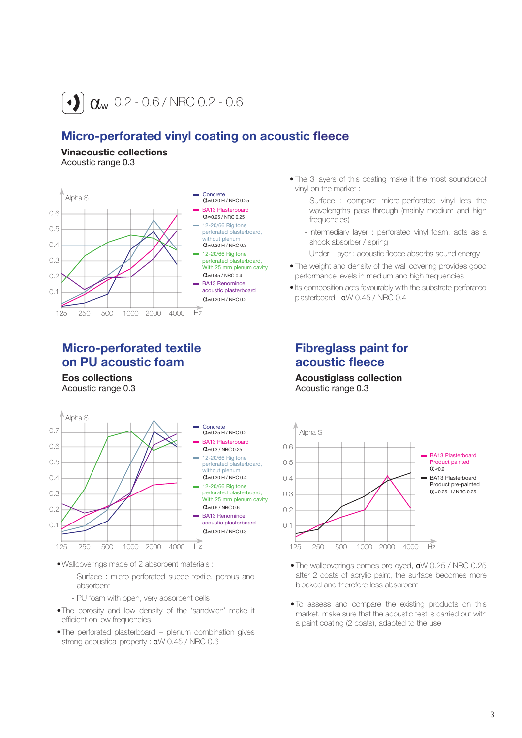$\alpha_w$ 0.2 - 0.6 / NRC 0.2 - 0.6

## Micro-perforated vinyl coating on acoustic fleece

**Vinacoustic collections**
Acoustic range 0.3

Alpha S

- Concrete — $\alpha_{w}$0.20 H / NRC 0.25
- BA13 Plasterboard — $\alpha_{w}$0.25 / NRC 0.25
- 12-20/66 Rigitone perforated plasterboard, without plenum — $\alpha_{w}$0.30 H / NRC 0.3
- 12-20/66 Rigitone perforated plasterboard, With 25 mm plenum cavity — $\alpha_{w}$0.45 / NRC 0.4
- BA13 Renomince acoustic plasterboard — $\alpha_{w}$0.20 H / NRC 0.2

125 250 500 1000 2000 4000 Hz

- The 3 layers of this coating make it the most soundproof vinyl on the market :
  - Surface : compact micro-perforated vinyl lets the wavelengths pass through (mainly medium and high frequencies)
  - Intermediary layer : perforated vinyl foam, acts as a shock absorber / spring
  - Under - layer : acoustic fleece absorbs sound energy
- The weight and density of the wall covering provides good performance levels in medium and high frequencies
- Its composition acts favourably with the substrate perforated plasterboard : $\alpha$W 0.45 / NRC 0.4

## Micro-perforated textile on PU acoustic foam

**Eos collections**
Acoustic range 0.3

Alpha S

- Concrete — $\alpha_{w}$0.25 H / NRC 0.2
- BA13 Plasterboard — $\alpha_{w}$0.3 / NRC 0.25
- 12-20/66 Rigitone perforated plasterboard, without plenum — $\alpha_{w}$0.30 H / NRC 0.4
- 12-20/66 Rigitone perforated plasterboard, With 25 mm plenum cavity — $\alpha_{w}$0.6 / NRC 0.6
- BA13 Renomince acoustic plasterboard — $\alpha_{w}$0.30 H / NRC 0.3

125 250 500 1000 2000 4000 Hz

- Wallcoverings made of 2 absorbent materials :
  - Surface : micro-perforated suede textile, porous and absorbent
  - PU foam with open, very absorbent cells
- The porosity and low density of the 'sandwich' make it efficient on low frequencies
- The perforated plasterboard + plenum combination gives strong acoustical property : $\alpha$W 0.45 / NRC 0.6

## Fibreglass paint for acoustic fleece

**Acoustiglass collection**
Acoustic range 0.3

Alpha S

- BA13 Plasterboard Product painted — $\alpha_{w}$0.2
- BA13 Plasterboard Product pre-painted — $\alpha_{w}$0.25 H / NRC 0.25

125 250 500 1000 2000 4000 Hz

- The wallcoverings comes pre-dyed, $\alpha$W 0.25 / NRC 0.25 after 2 coats of acrylic paint, the surface becomes more blocked and therefore less absorbent
- To assess and compare the existing products on this market, make sure that the acoustic test is carried out with a paint coating (2 coats), adapted to the use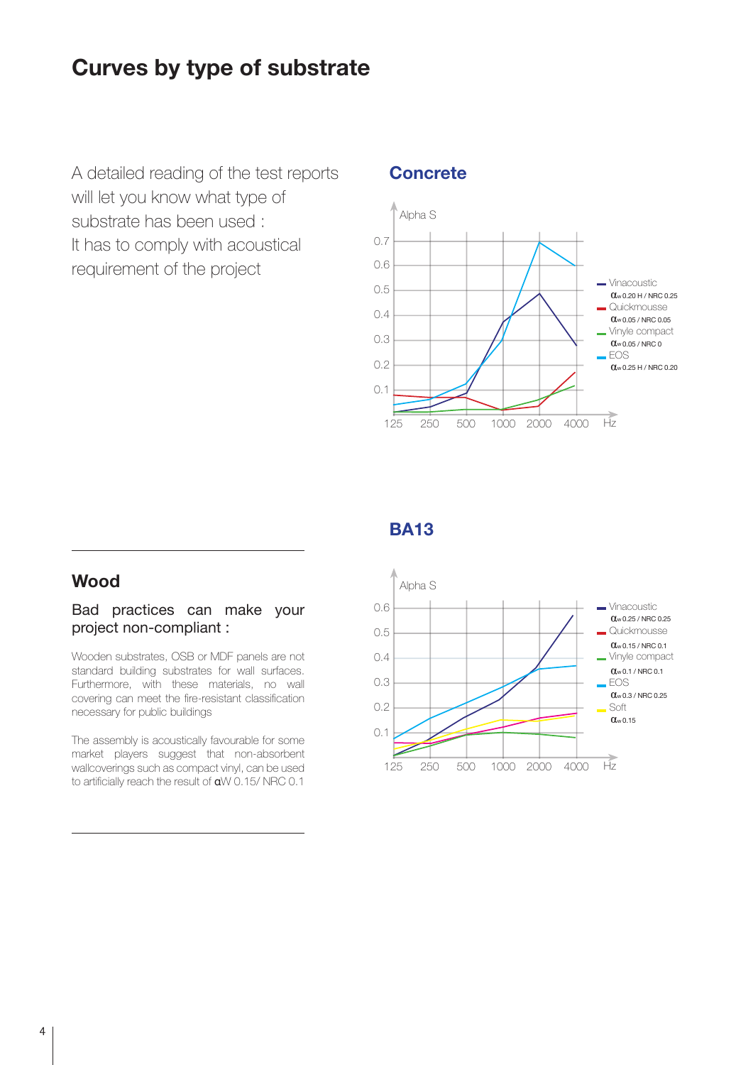# Curves by type of substrate

A detailed reading of the test reports will let you know what type of substrate has been used :
It has to comply with acoustical requirement of the project

## Concrete

Alpha S

0.7
0.6
0.5
0.4
0.3
0.2
0.1

125 250 500 1000 2000 4000 Hz

- Vinacoustic $\alpha_w$ 0.20 H / NRC 0.25
- Quickmousse $\alpha_w$ 0.05 / NRC 0.05
- Vinyle compact $\alpha_w$ 0.05 / NRC 0
- EOS $\alpha_w$ 0.25 H / NRC 0.20

## BA13

Alpha S

0.6
0.5
0.4
0.3
0.2
0.1

125 250 500 1000 2000 4000 Hz

- Vinacoustic $\alpha_w$ 0.25 / NRC 0.25
- Quickmousse $\alpha_w$ 0.15 / NRC 0.1
- Vinyle compact $\alpha_w$ 0.1 / NRC 0.1
- EOS $\alpha_w$ 0.3 / NRC 0.25
- Soft $\alpha_w$ 0.15

## Wood

Bad practices can make your project non-compliant :

Wooden substrates, OSB or MDF panels are not standard building substrates for wall surfaces. Furthermore, with these materials, no wall covering can meet the fire-resistant classification necessary for public buildings

The assembly is acoustically favourable for some market players suggest that non-absorbent wallcoverings such as compact vinyl, can be used to artificially reach the result of $\alpha$W 0.15/ NRC 0.1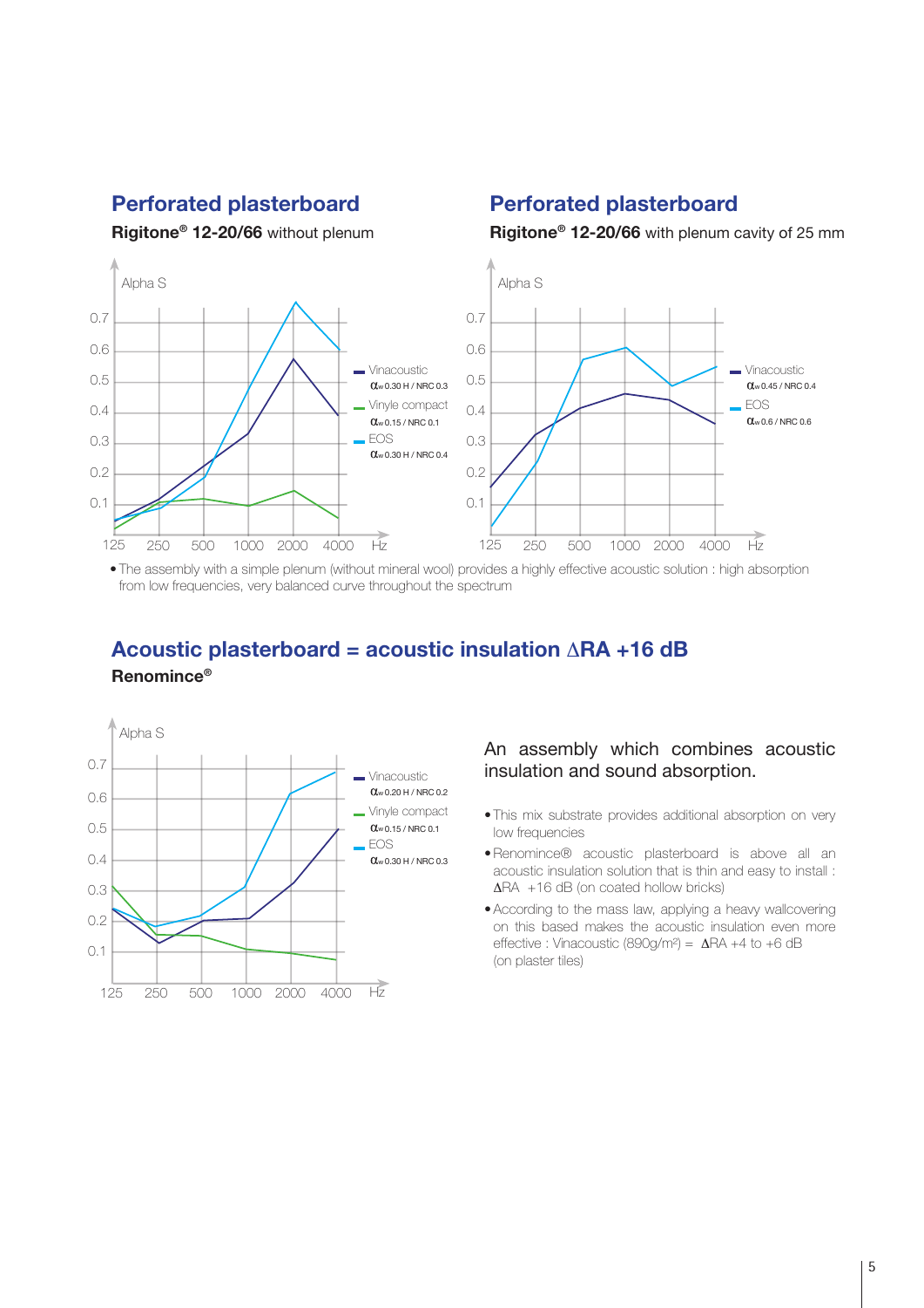## Perforated plasterboard

**Rigitone® 12-20/66** without plenum

Alpha S

0.7
0.6
0.5
0.4
0.3
0.2
0.1

125 250 500 1000 2000 4000 Hz

- Vinacoustic — $\alpha_w$ 0.30 H / NRC 0.3
- Vinyle compact — $\alpha_w$ 0.15 / NRC 0.1
- EOS — $\alpha_w$ 0.30 H / NRC 0.4

## Perforated plasterboard

**Rigitone® 12-20/66** with plenum cavity of 25 mm

Alpha S

0.7
0.6
0.5
0.4
0.3
0.2
0.1

125 250 500 1000 2000 4000 Hz

- Vinacoustic — $\alpha_w$ 0.45 / NRC 0.4
- EOS — $\alpha_w$ 0.6 / NRC 0.6

- The assembly with a simple plenum (without mineral wool) provides a highly effective acoustic solution : high absorption from low frequencies, very balanced curve throughout the spectrum

## Acoustic plasterboard = acoustic insulation ∆RA +16 dB

**Renomince®**

Alpha S

0.7
0.6
0.5
0.4
0.3
0.2
0.1

125 250 500 1000 2000 4000 Hz

- Vinacoustic — $\alpha_w$ 0.20 H / NRC 0.2
- Vinyle compact — $\alpha_w$ 0.15 / NRC 0.1
- EOS — $\alpha_w$ 0.30 H / NRC 0.3

An assembly which combines acoustic insulation and sound absorption.

- This mix substrate provides additional absorption on very low frequencies
- Renomince® acoustic plasterboard is above all an acoustic insulation solution that is thin and easy to install : ∆RA +16 dB (on coated hollow bricks)
- According to the mass law, applying a heavy wallcovering on this based makes the acoustic insulation even more effective : Vinacoustic (890g/m²) = ∆RA +4 to +6 dB (on plaster tiles)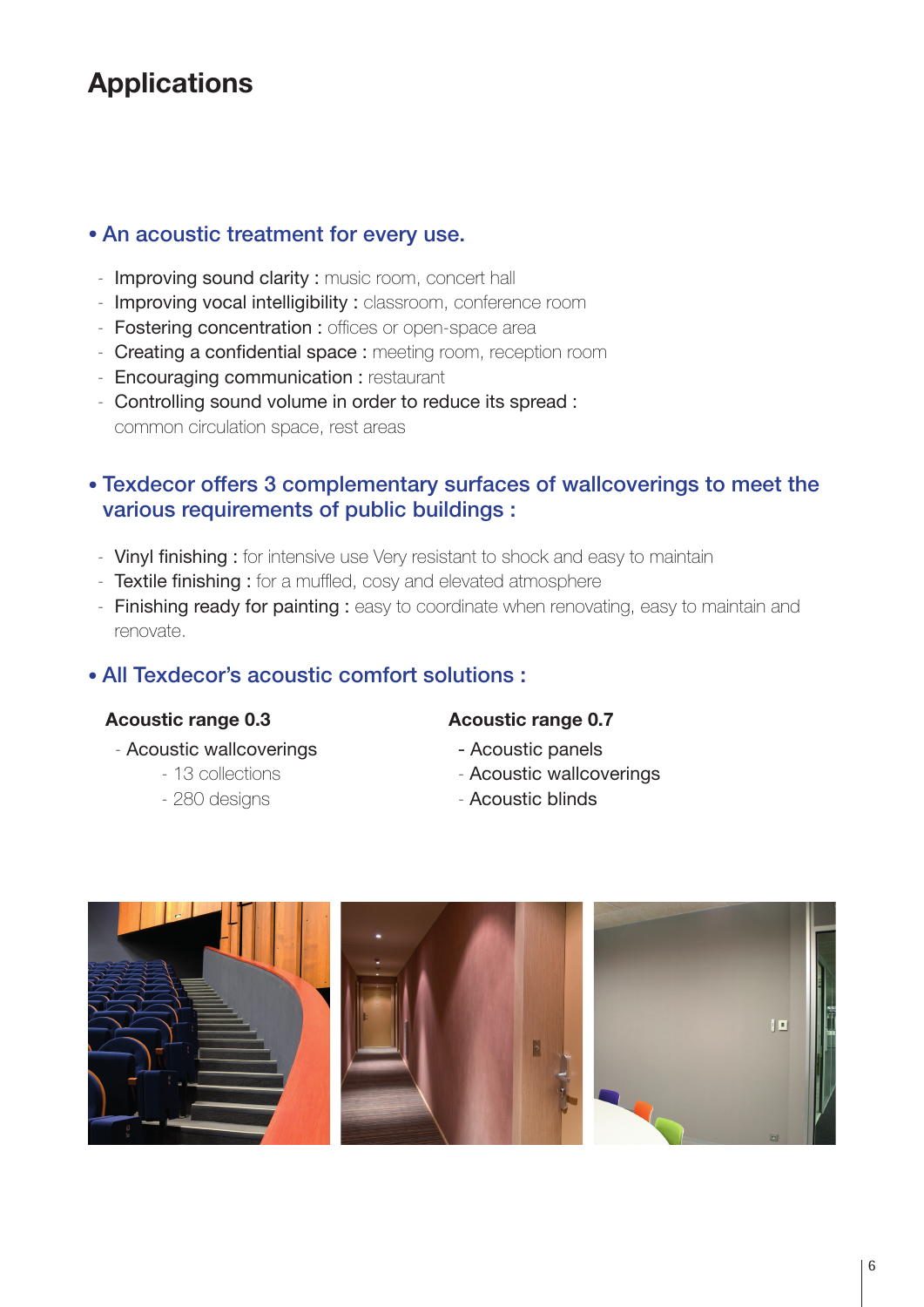# Applications

## • An acoustic treatment for every use.

- **Improving sound clarity :** music room, concert hall
- **Improving vocal intelligibility :** classroom, conference room
- **Fostering concentration :** offices or open-space area
- **Creating a confidential space :** meeting room, reception room
- **Encouraging communication :** restaurant
- **Controlling sound volume in order to reduce its spread :** common circulation space, rest areas

## • Texdecor offers 3 complementary surfaces of wallcoverings to meet the various requirements of public buildings :

- **Vinyl finishing :** for intensive use Very resistant to shock and easy to maintain
- **Textile finishing :** for a muffled, cosy and elevated atmosphere
- **Finishing ready for painting :** easy to coordinate when renovating, easy to maintain and renovate.

## • All Texdecor's acoustic comfort solutions :

**Acoustic range 0.3**

- Acoustic wallcoverings
  - 13 collections
  - 280 designs

**Acoustic range 0.7**

- Acoustic panels
- Acoustic wallcoverings
- Acoustic blinds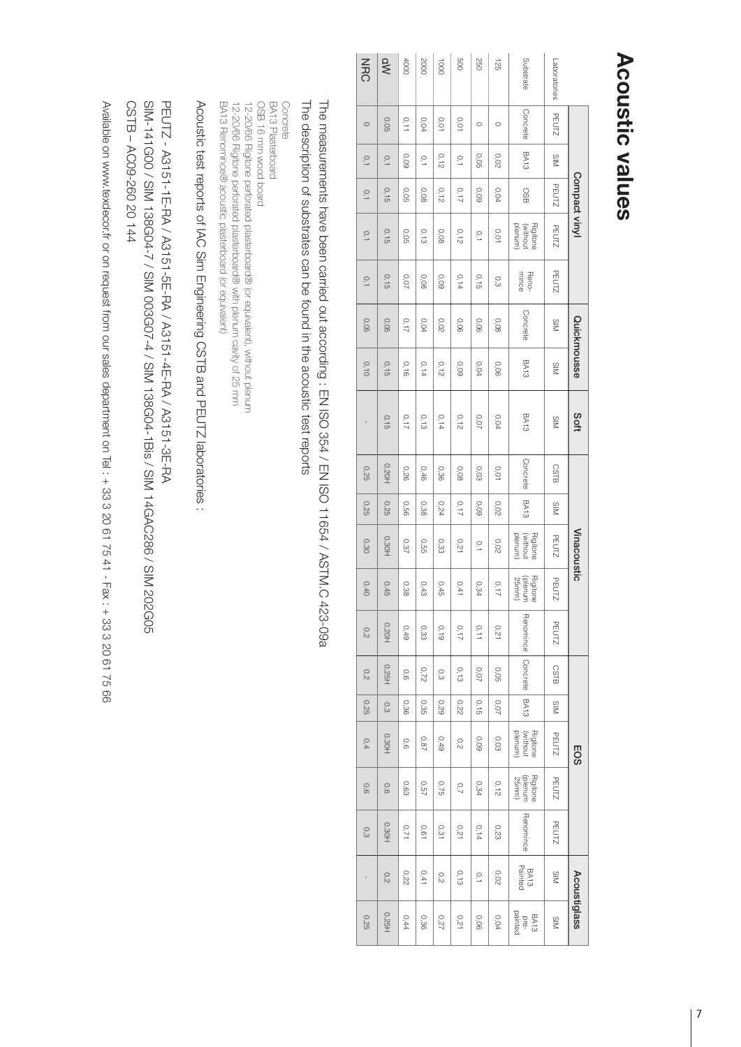# Acoustic values

| | Compact vinyl | | | | | Quickmousse | | Soft | Vinacoustic | | | | | EOS | | | | | Acoustiglass | |
|---|---|---|---|---|---|---|---|---|---|---|---|---|---|---|---|---|---|---|---|---|
| Laboratories | PEUTZ | SIM | PEUTZ | PEUTZ | PEUTZ | SIM | SIM | SIM | CSTB | SIM | PEUTZ | PEUTZ | PEUTZ | CSTB | SIM | PEUTZ | PEUTZ | PEUTZ | SIM | SIM |
| Substrate | Concrete | BA13 | OSB | Rigitone (without plenum) | Reno-mince | Concrete | BA13 | BA13 | Concrete | BA13 | Rigitone (without plenum) | Rigitone (plenum 25mm) | Renomince | Concrete | BA13 | Rigitone (without plenum) | Rigitone (plenum 25mm) | Renomince | BA13 Painted | BA13 pre-painted |
| 125 | 0 | 0.02 | 0.04 | 0.01 | 0.3 | 0.08 | 0.06 | 0.04 | 0.01 | 0.02 | 0.02 | 0.17 | 0.21 | 0.05 | 0.07 | 0.03 | 0.12 | 0.23 | 0.02 | 0.04 |
| 250 | 0 | 0.05 | 0.09 | 0.1 | 0.15 | 0.06 | 0.04 | 0.07 | 0.03 | 0.09 | 0.1 | 0.34 | 0.11 | 0.07 | 0.15 | 0.09 | 0.34 | 0.14 | 0.1 | 0.06 |
| 500 | 0.01 | 0.1 | 0.17 | 0.12 | 0.14 | 0.06 | 0.09 | 0.12 | 0.08 | 0.17 | 0.21 | 0.41 | 0.17 | 0.13 | 0.22 | 0.2 | 0.7 | 0.21 | 0.13 | 0.21 |
| 1000 | 0.01 | 0.12 | 0.12 | 0.08 | 0.09 | 0.02 | 0.12 | 0.14 | 0.36 | 0.24 | 0.33 | 0.45 | 0.19 | 0.3 | 0.29 | 0.49 | 0.75 | 0.31 | 0.2 | 0.27 |
| 2000 | 0.04 | 0.1 | 0.08 | 0.13 | 0.08 | 0.04 | 0.14 | 0.13 | 0.46 | 0.38 | 0.55 | 0.43 | 0.33 | 0.72 | 0.35 | 0.87 | 0.57 | 0.61 | 0.41 | 0.36 |
| 4000 | 0.11 | 0.09 | 0.05 | 0.05 | 0.07 | 0.17 | 0.16 | 0.17 | 0.26 | 0.56 | 0.37 | 0.38 | 0.49 | 0.6 | 0.36 | 0.6 | 0.63 | 0.71 | 0.22 | 0.44 |
| αW | 0.05 | 0.1 | 0.15 | 0.15 | 0.15 | 0.05 | 0.15 | 0.15 | 0.20H | 0.25 | 0.30H | 0.45 | 0.20H | 0.25H | 0.3 | 0.30H | 0.6 | 0.30H | 0.2 | 0.25H |
| NRC | 0 | 0.1 | 0.1 | 0.1 | 0.1 | 0.05 | 0.10 | - | 0.25 | 0.25 | 0.30 | 0.40 | 0.2 | 0.2 | 0.25 | 0.4 | 0.6 | 0.3 | - | 0.25 |

The measurements have been carried out according : EN ISO 354 / EN ISO 11654 / ASTM.C 423-09a

The description of substrates can be found in the acoustic test reports

Concrete
BA13 Plasterboard
OSB 16 mm wood board
12-20/66 Rigitone perforated plasterboard® (or equivalent), without plenum
12-20/66 Rigitone perforated plasterboard® with plenum cavity of 25 mm
BA13 Renomince® acoustic plasterboard (or equivalent)

Acoustic test reports of IAC Sim Engineering CSTB and PEUTZ laboratories :

PEUTZ - A3151-1E-RA / A3151-5E-RA / A3151-4E-RA / A3151-3E-RA
SIM-141G00 / SIM 138G04-7 / SIM 003G07-4 / SIM 138G04-1Bis / SIM 14GAC286 / SIM 202G05
CSTB – AC09-260 20 144

Available on www.texdecor.fr or on request from our sales department on Tel : + 33 3 20 61 75 41 - Fax : + 33 3 20 61 75 66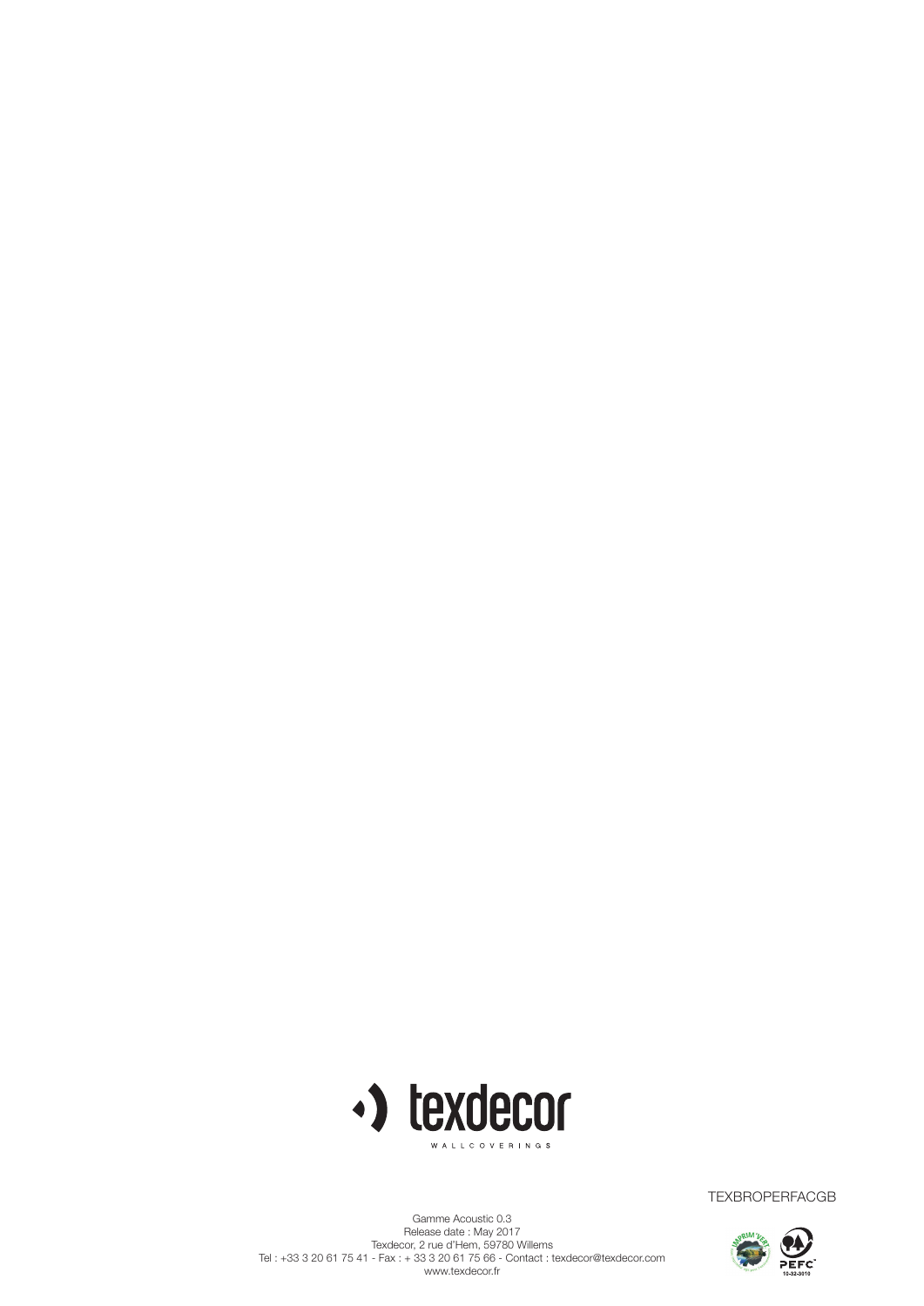texdecor

WALLCOVERINGS

TEXBROPERFACGB

Gamme Acoustic 0.3
Release date : May 2017
Texdecor, 2 rue d'Hem, 59780 Willems
Tel : +33 3 20 61 75 41 - Fax : + 33 3 20 61 75 66 - Contact : texdecor@texdecor.com
www.texdecor.fr

PEFC
10-32-3010